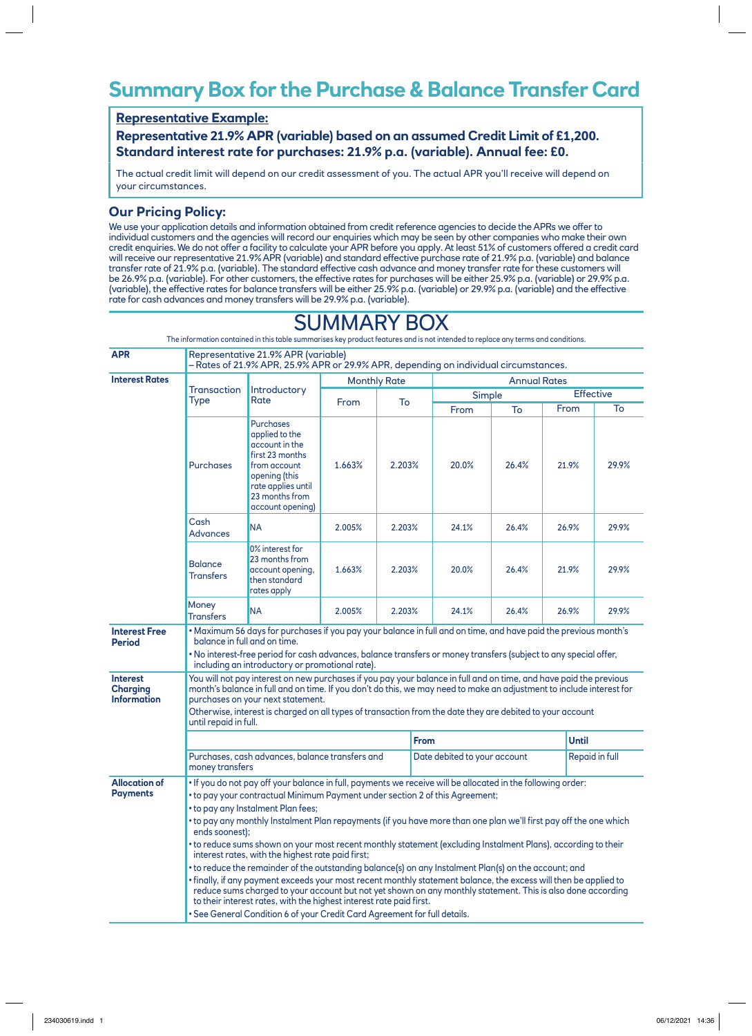# Summary Box for the Purchase & Balance Transfer Card

**Representative Example:**

**Representative 21.9% APR (variable) based on an assumed Credit Limit of £1,200. Standard interest rate for purchases: 21.9% p.a. (variable). Annual fee: £0.**

The actual credit limit will depend on our credit assessment of you. The actual APR you'll receive will depend on your circumstances.

## Our Pricing Policy:

We use your application details and information obtained from credit reference agencies to decide the APRs we offer to individual customers and the agencies will record our enquiries which may be seen by other companies who make their own credit enquiries. We do not offer a facility to calculate your APR before you apply. At least 51% of customers offered a credit card will receive our representative 21.9% APR (variable) and standard effective purchase rate of 21.9% p.a. (variable) and balance transfer rate of 21.9% p.a. (variable). The standard effective cash advance and money transfer rate for these customers will be 26.9% p.a. (variable). For other customers, the effective rates for purchases will be either 25.9% p.a. (variable) or 29.9% p.a. (variable), the effective rates for balance transfers will be either 25.9% p.a. (variable) or 29.9% p.a. (variable) and the effective rate for cash advances and money transfers will be 29.9% p.a. (variable).

# SUMMARY BOX

The information contained in this table summarises key product features and is not intended to replace any terms and conditions.

**APR**

Representative 21.9% APR (variable)
– Rates of 21.9% APR, 25.9% APR or 29.9% APR, depending on individual circumstances.

**Interest Rates**

| Transaction Type | Introductory Rate | Monthly Rate | | Annual Rates | | | |
|---|---|---|---|---|---|---|---|
| | | | | Simple | | Effective | |
| | | From | To | From | To | From | To |
| Purchases | Purchases applied to the account in the first 23 months from account opening (this rate applies until 23 months from account opening) | 1.663% | 2.203% | 20.0% | 26.4% | 21.9% | 29.9% |
| Cash Advances | NA | 2.005% | 2.203% | 24.1% | 26.4% | 26.9% | 29.9% |
| Balance Transfers | 0% interest for 23 months from account opening, then standard rates apply | 1.663% | 2.203% | 20.0% | 26.4% | 21.9% | 29.9% |
| Money Transfers | NA | 2.005% | 2.203% | 24.1% | 26.4% | 26.9% | 29.9% |

**Interest Free Period**

- Maximum 56 days for purchases if you pay your balance in full and on time, and have paid the previous month's balance in full and on time.
- No interest-free period for cash advances, balance transfers or money transfers (subject to any special offer, including an introductory or promotional rate).

**Interest Charging Information**

You will not pay interest on new purchases if you pay your balance in full and on time, and have paid the previous month's balance in full and on time. If you don't do this, we may need to make an adjustment to include interest for purchases on your next statement.

Otherwise, interest is charged on all types of transaction from the date they are debited to your account until repaid in full.

| | From | Until |
|---|---|---|
| Purchases, cash advances, balance transfers and money transfers | Date debited to your account | Repaid in full |

**Allocation of Payments**

- If you do not pay off your balance in full, payments we receive will be allocated in the following order:
- to pay your contractual Minimum Payment under section 2 of this Agreement;
- to pay any Instalment Plan fees;
- to pay any monthly Instalment Plan repayments (if you have more than one plan we'll first pay off the one which ends soonest);
- to reduce sums shown on your most recent monthly statement (excluding Instalment Plans), according to their interest rates, with the highest rate paid first;
- to reduce the remainder of the outstanding balance(s) on any Instalment Plan(s) on the account; and
- finally, if any payment exceeds your most recent monthly statement balance, the excess will then be applied to reduce sums charged to your account but not yet shown on any monthly statement. This is also done according to their interest rates, with the highest interest rate paid first.
- See General Condition 6 of your Credit Card Agreement for full details.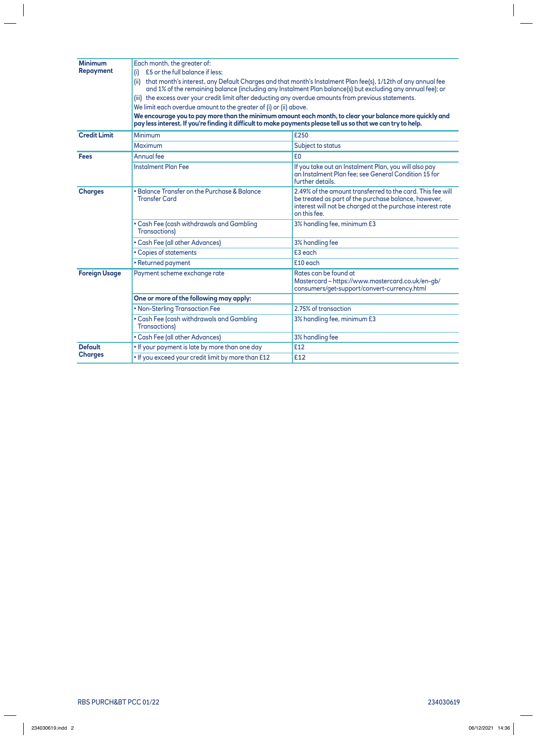| | | |
|---|---|---|
| **Minimum Repayment** | Each month, the greater of:<br>(i) £5 or the full balance if less;<br>(ii) that month's interest, any Default Charges and that month's Instalment Plan fee(s), 1/12th of any annual fee and 1% of the remaining balance (including any Instalment Plan balance(s) but excluding any annual fee); or<br>(iii) the excess over your credit limit after deducting any overdue amounts from previous statements.<br>We limit each overdue amount to the greater of (i) or (ii) above.<br>**We encourage you to pay more than the minimum amount each month, to clear your balance more quickly and pay less interest. If you're finding it difficult to make payments please tell us so that we can try to help.** | |
| **Credit Limit** | Minimum | £250 |
| | Maximum | Subject to status |
| **Fees** | Annual fee | £0 |
| | Instalment Plan Fee | If you take out an Instalment Plan, you will also pay an Instalment Plan fee; see General Condition 15 for further details. |
| **Charges** | • Balance Transfer on the Purchase & Balance Transfer Card | 2.49% of the amount transferred to the card. This fee will be treated as part of the purchase balance, however, interest will not be charged at the purchase interest rate on this fee. |
| | • Cash Fee (cash withdrawals and Gambling Transactions) | 3% handling fee, minimum £3 |
| | • Cash Fee (all other Advances) | 3% handling fee |
| | • Copies of statements | £3 each |
| | • Returned payment | £10 each |
| **Foreign Usage** | Payment scheme exchange rate | Rates can be found at Mastercard – https://www.mastercard.co.uk/en-gb/consumers/get-support/convert-currency.html |
| | **One or more of the following may apply:** | |
| | • Non-Sterling Transaction Fee | 2.75% of transaction |
| | • Cash Fee (cash withdrawals and Gambling Transactions) | 3% handling fee, minimum £3 |
| | • Cash Fee (all other Advances) | 3% handling fee |
| **Default Charges** | • If your payment is late by more than one day | £12 |
| | • If you exceed your credit limit by more than £12 | £12 |

RBS PURCH&BT PCC 01/22

234030619